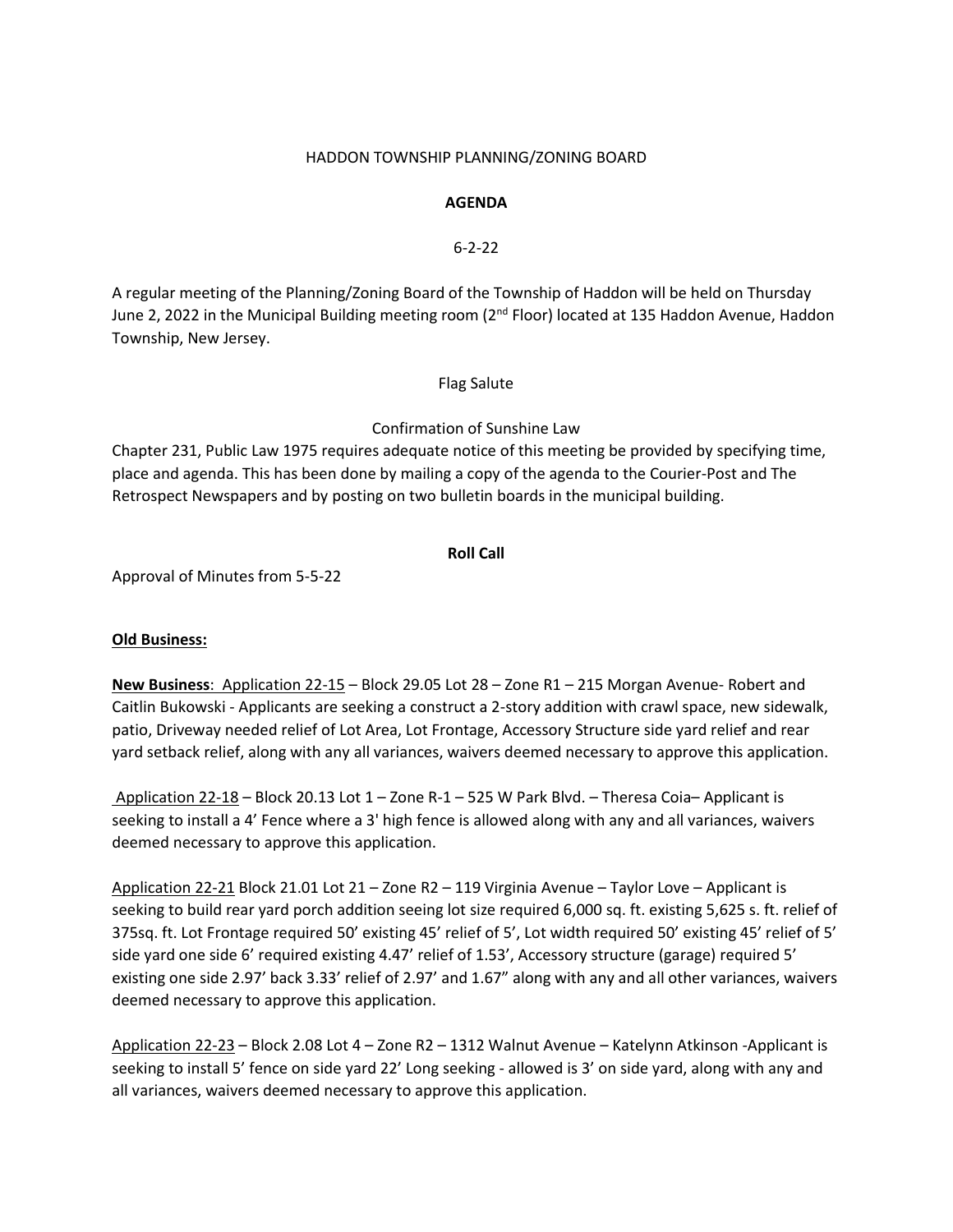HADDON TOWNSHIP PLANNING/ZONING BOARD

**AGENDA**

6-2-22

A regular meeting of the Planning/Zoning Board of the Township of Haddon will be held on Thursday June 2, 2022 in the Municipal Building meeting room (2nd Floor) located at 135 Haddon Avenue, Haddon Township, New Jersey.

Flag Salute

Confirmation of Sunshine Law

Chapter 231, Public Law 1975 requires adequate notice of this meeting be provided by specifying time, place and agenda. This has been done by mailing a copy of the agenda to the Courier-Post and The Retrospect Newspapers and by posting on two bulletin boards in the municipal building.

**Roll Call**

Approval of Minutes from 5-5-22

**Old Business:**

**New Business**: Application 22-15 – Block 29.05 Lot 28 – Zone R1 – 215 Morgan Avenue- Robert and Caitlin Bukowski - Applicants are seeking a construct a 2-story addition with crawl space, new sidewalk, patio, Driveway needed relief of Lot Area, Lot Frontage, Accessory Structure side yard relief and rear yard setback relief, along with any all variances, waivers deemed necessary to approve this application.

Application 22-18 – Block 20.13 Lot 1 – Zone R-1 – 525 W Park Blvd. – Theresa Coia– Applicant is seeking to install a 4' Fence where a 3' high fence is allowed along with any and all variances, waivers deemed necessary to approve this application.

Application 22-21 Block 21.01 Lot 21 – Zone R2 – 119 Virginia Avenue – Taylor Love – Applicant is seeking to build rear yard porch addition seeing lot size required 6,000 sq. ft. existing 5,625 s. ft. relief of 375sq. ft. Lot Frontage required 50' existing 45' relief of 5', Lot width required 50' existing 45' relief of 5' side yard one side 6' required existing 4.47' relief of 1.53', Accessory structure (garage) required 5' existing one side 2.97' back 3.33' relief of 2.97' and 1.67" along with any and all other variances, waivers deemed necessary to approve this application.

Application 22-23 – Block 2.08 Lot 4 – Zone R2 – 1312 Walnut Avenue – Katelynn Atkinson -Applicant is seeking to install 5' fence on side yard 22' Long seeking - allowed is 3' on side yard, along with any and all variances, waivers deemed necessary to approve this application.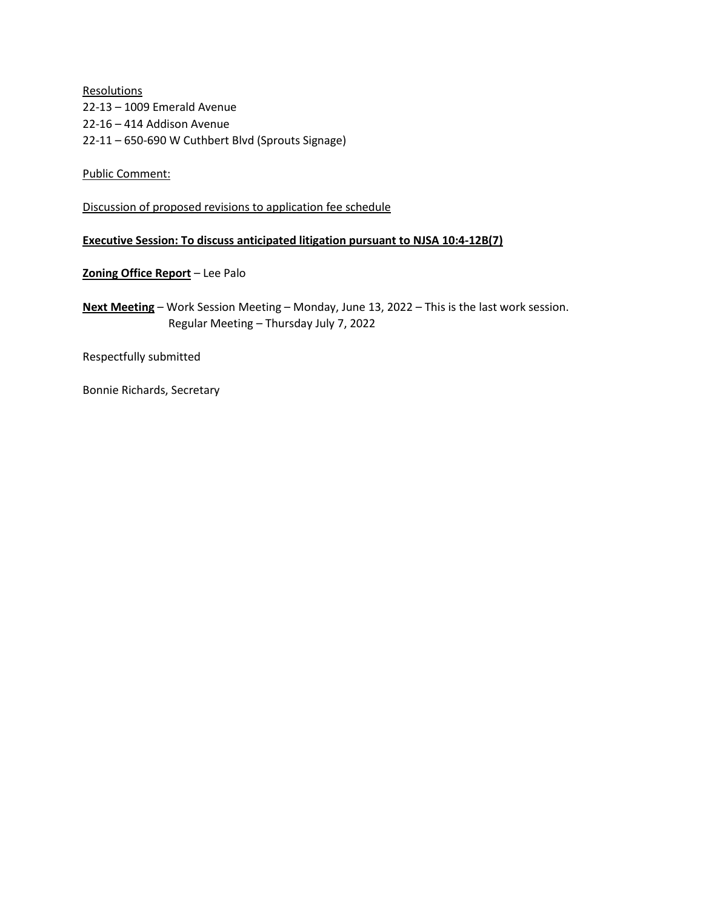Resolutions

22-13 – 1009 Emerald Avenue
22-16 – 414 Addison Avenue
22-11 – 650-690 W Cuthbert Blvd (Sprouts Signage)

Public Comment:

Discussion of proposed revisions to application fee schedule

**Executive Session: To discuss anticipated litigation pursuant to NJSA 10:4-12B(7)**

**Zoning Office Report** – Lee Palo

**Next Meeting** – Work Session Meeting – Monday, June 13, 2022 – This is the last work session.
Regular Meeting – Thursday July 7, 2022

Respectfully submitted

Bonnie Richards, Secretary